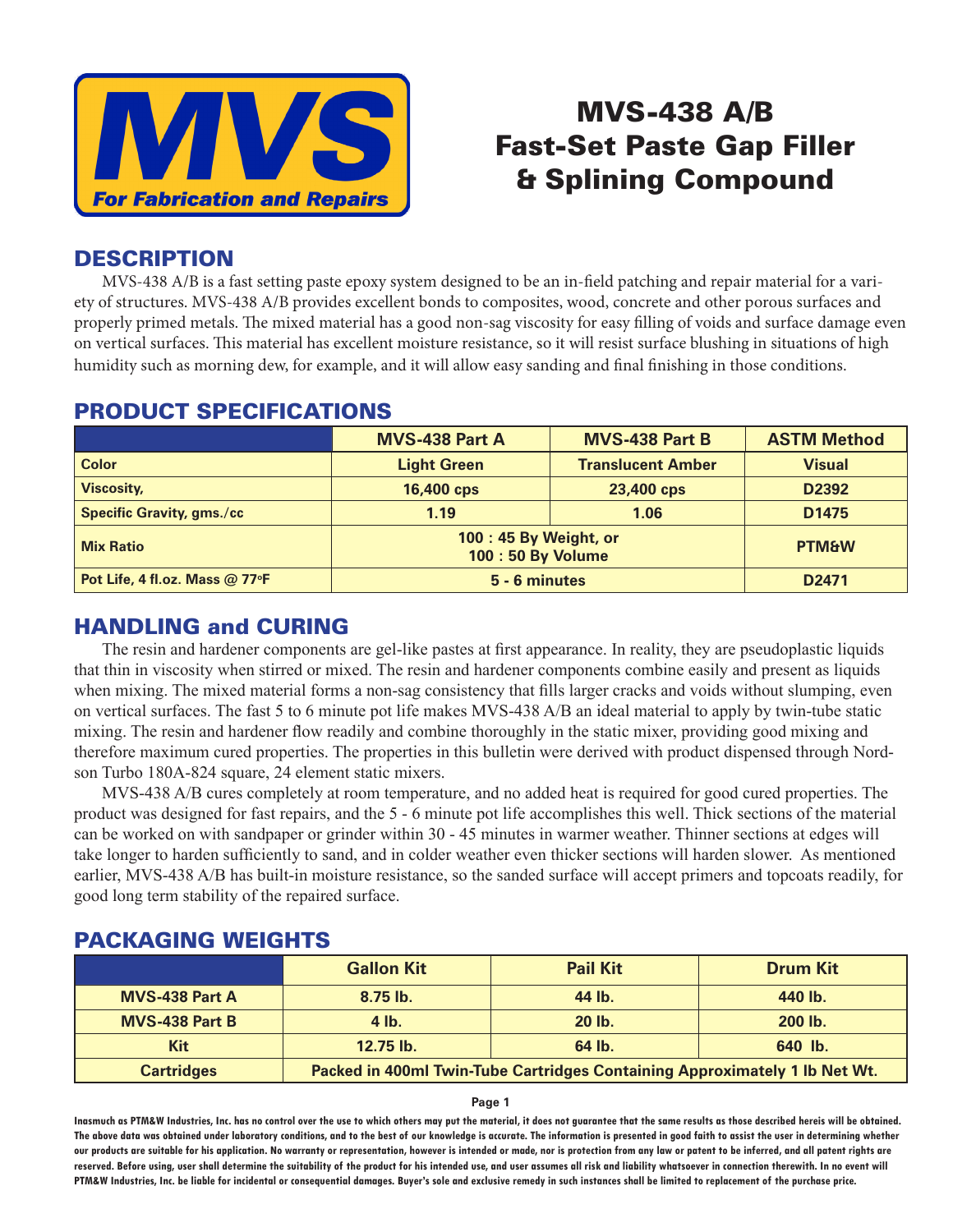**MVS**
*For Fabrication and Repairs*

# MVS-438 A/B
# Fast-Set Paste Gap Filler & Splining Compound

## DESCRIPTION

MVS-438 A/B is a fast setting paste epoxy system designed to be an in-field patching and repair material for a variety of structures. MVS-438 A/B provides excellent bonds to composites, wood, concrete and other porous surfaces and properly primed metals. The mixed material has a good non-sag viscosity for easy filling of voids and surface damage even on vertical surfaces. This material has excellent moisture resistance, so it will resist surface blushing in situations of high humidity such as morning dew, for example, and it will allow easy sanding and final finishing in those conditions.

## PRODUCT SPECIFICATIONS

| | MVS-438 Part A | MVS-438 Part B | ASTM Method |
|---|---|---|---|
| Color | Light Green | Translucent Amber | Visual |
| Viscosity, | 16,400 cps | 23,400 cps | D2392 |
| Specific Gravity, gms./cc | 1.19 | 1.06 | D1475 |
| Mix Ratio | 100 : 45 By Weight, or 100 : 50 By Volume | | PTM&W |
| Pot Life, 4 fl.oz. Mass @ 77°F | 5 - 6 minutes | | D2471 |

## HANDLING and CURING

The resin and hardener components are gel-like pastes at first appearance. In reality, they are pseudoplastic liquids that thin in viscosity when stirred or mixed. The resin and hardener components combine easily and present as liquids when mixing. The mixed material forms a non-sag consistency that fills larger cracks and voids without slumping, even on vertical surfaces. The fast 5 to 6 minute pot life makes MVS-438 A/B an ideal material to apply by twin-tube static mixing. The resin and hardener flow readily and combine thoroughly in the static mixer, providing good mixing and therefore maximum cured properties. The properties in this bulletin were derived with product dispensed through Nordson Turbo 180A-824 square, 24 element static mixers.

MVS-438 A/B cures completely at room temperature, and no added heat is required for good cured properties. The product was designed for fast repairs, and the 5 - 6 minute pot life accomplishes this well. Thick sections of the material can be worked on with sandpaper or grinder within 30 - 45 minutes in warmer weather. Thinner sections at edges will take longer to harden sufficiently to sand, and in colder weather even thicker sections will harden slower. As mentioned earlier, MVS-438 A/B has built-in moisture resistance, so the sanded surface will accept primers and topcoats readily, for good long term stability of the repaired surface.

## PACKAGING WEIGHTS

| | Gallon Kit | Pail Kit | Drum Kit |
|---|---|---|---|
| MVS-438 Part A | 8.75 lb. | 44 lb. | 440 lb. |
| MVS-438 Part B | 4 lb. | 20 lb. | 200 lb. |
| Kit | 12.75 lb. | 64 lb. | 640 lb. |
| Cartridges | Packed in 400ml Twin-Tube Cartridges Containing Approximately 1 lb Net Wt. | | |

Inasmuch as PTM&W Industries, Inc. has no control over the use to which others may put the material, it does not guarantee that the same results as those described hereis will be obtained. The above data was obtained under laboratory conditions, and to the best of our knowledge is accurate. The information is presented in good faith to assist the user in determining whether our products are suitable for his application. No warranty or representation, however is intended or made, nor is protection from any law or patent to be inferred, and all patent rights are reserved. Before using, user shall determine the suitability of the product for his intended use, and user assumes all risk and liability whatsoever in connection therewith. In no event will PTM&W Industries, Inc. be liable for incidental or consequential damages. Buyer's sole and exclusive remedy in such instances shall be limited to replacement of the purchase price.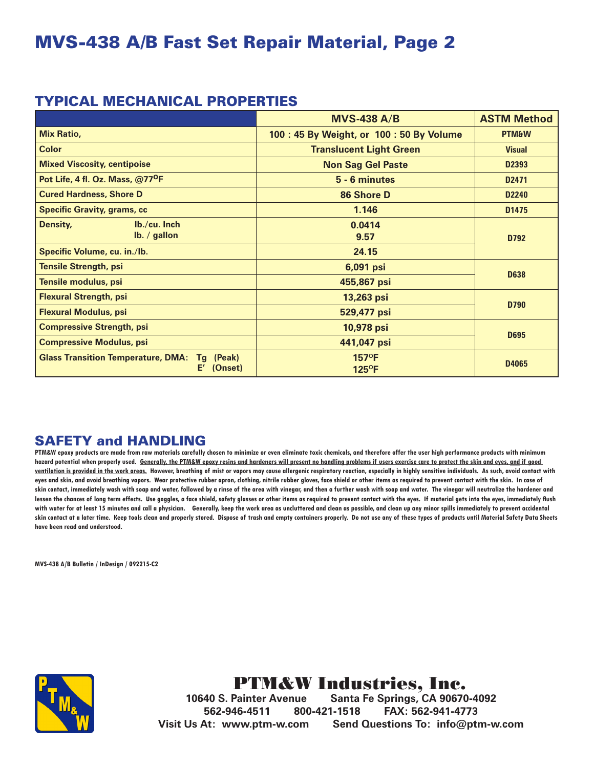# MVS-438 A/B Fast Set Repair Material, Page 2

## TYPICAL MECHANICAL PROPERTIES

| | MVS-438 A/B | ASTM Method |
|---|---|---|
| **Mix Ratio,** | **100 : 45 By Weight, or 100 : 50 By Volume** | **PTM&W** |
| **Color** | **Translucent Light Green** | **Visual** |
| **Mixed Viscosity, centipoise** | **Non Sag Gel Paste** | **D2393** |
| **Pot Life, 4 fl. Oz. Mass, @77°F** | **5 - 6 minutes** | **D2471** |
| **Cured Hardness, Shore D** | **86 Shore D** | **D2240** |
| **Specific Gravity, grams, cc** | **1.146** | **D1475** |
| **Density, lb./cu. Inch<br>lb. / gallon** | **0.0414<br>9.57** | **D792** |
| **Specific Volume, cu. in./lb.** | **24.15** | |
| **Tensile Strength, psi** | **6,091 psi** | **D638** |
| **Tensile modulus, psi** | **455,867 psi** | |
| **Flexural Strength, psi** | **13,263 psi** | **D790** |
| **Flexural Modulus, psi** | **529,477 psi** | |
| **Compressive Strength, psi** | **10,978 psi** | **D695** |
| **Compressive Modulus, psi** | **441,047 psi** | |
| **Glass Transition Temperature, DMA: Tg (Peak)<br>E' (Onset)** | **157°F<br>125°F** | **D4065** |

## SAFETY and HANDLING

**PTM&W epoxy products are made from raw materials carefully chosen to minimize or even eliminate toxic chemicals, and therefore offer the user high performance products with minimum hazard potential when properly used. Generally, the PTM&W epoxy resins and hardeners will present no handling problems if users exercise care to protect the skin and eyes, and if good ventilation is provided in the work areas. However, breathing of mist or vapors may cause allergenic respiratory reaction, especially in highly sensitive individuals. As such, avoid contact with eyes and skin, and avoid breathing vapors. Wear protective rubber apron, clothing, nitrile rubber gloves, face shield or other items as required to prevent contact with the skin. In case of skin contact, immediately wash with soap and water, followed by a rinse of the area with vinegar, and then a further wash with soap and water. The vinegar will neutralize the hardener and lessen the chances of long term effects. Use goggles, a face shield, safety glasses or other items as required to prevent contact with the eyes. If material gets into the eyes, immediately flush with water for at least 15 minutes and call a physician. Generally, keep the work area as uncluttered and clean as possible, and clean up any minor spills immediately to prevent accidental skin contact at a later time. Keep tools clean and properly stored. Dispose of trash and empty containers properly. Do not use any of these types of products until Material Safety Data Sheets have been read and understood.**

**MVS-438 A/B Bulletin / InDesign / 092215-C2**

**PTM&W Industries, Inc.**

**10640 S. Painter Avenue Santa Fe Springs, CA 90670-4092**

**562-946-4511 800-421-1518 FAX: 562-941-4773**

**Visit Us At: www.ptm-w.com Send Questions To: info@ptm-w.com**